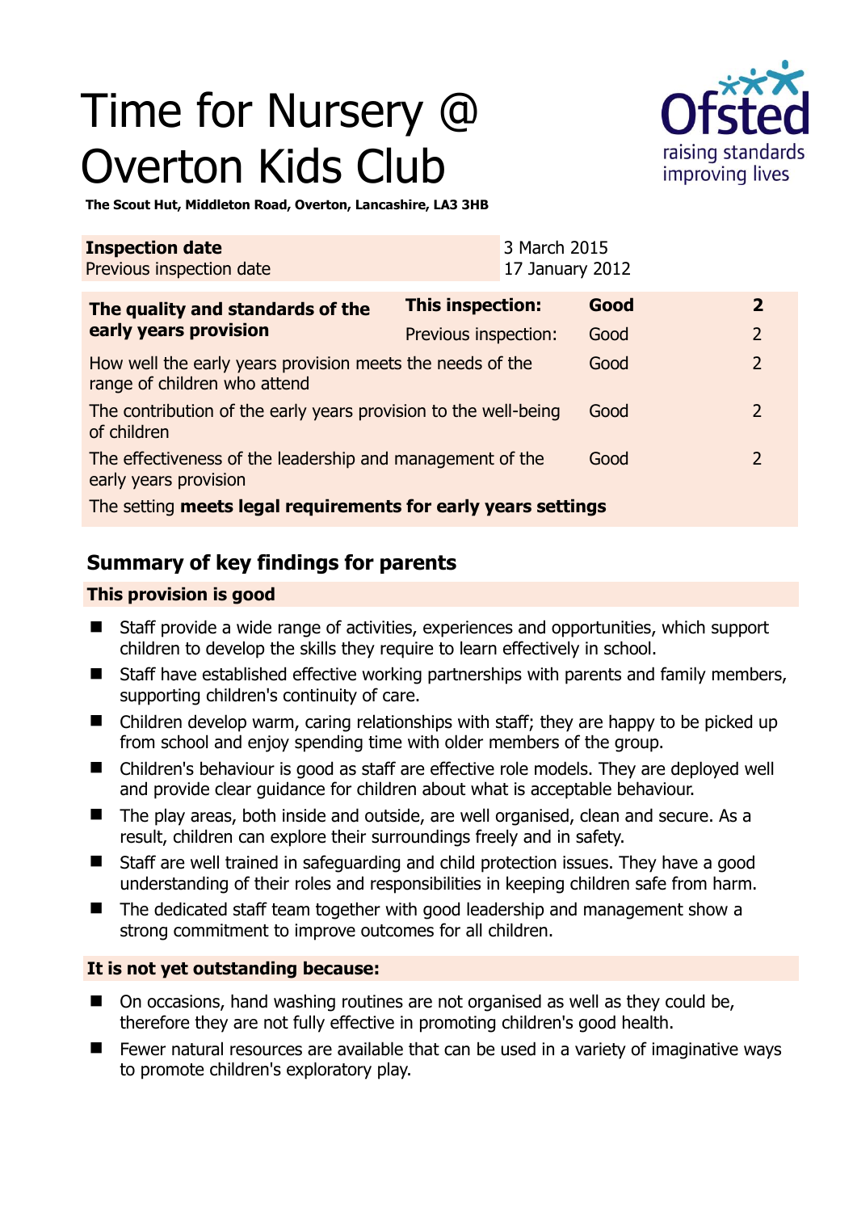# Time for Nursery @ Overton Kids Club

**The Scout Hut, Middleton Road, Overton, Lancashire, LA3 3HB**

| **Inspection date** | 3 March 2015 |
|---|---|
| Previous inspection date | 17 January 2012 |

| **The quality and standards of the early years provision** | **This inspection:** | **Good** | **2** |
|---|---|---|---|
| | Previous inspection: | Good | 2 |
| How well the early years provision meets the needs of the range of children who attend | | Good | 2 |
| The contribution of the early years provision to the well-being of children | | Good | 2 |
| The effectiveness of the leadership and management of the early years provision | | Good | 2 |
| The setting **meets legal requirements for early years settings** | | | |

## Summary of key findings for parents

### This provision is good

- Staff provide a wide range of activities, experiences and opportunities, which support children to develop the skills they require to learn effectively in school.
- Staff have established effective working partnerships with parents and family members, supporting children's continuity of care.
- Children develop warm, caring relationships with staff; they are happy to be picked up from school and enjoy spending time with older members of the group.
- Children's behaviour is good as staff are effective role models. They are deployed well and provide clear guidance for children about what is acceptable behaviour.
- The play areas, both inside and outside, are well organised, clean and secure. As a result, children can explore their surroundings freely and in safety.
- Staff are well trained in safeguarding and child protection issues. They have a good understanding of their roles and responsibilities in keeping children safe from harm.
- The dedicated staff team together with good leadership and management show a strong commitment to improve outcomes for all children.

### It is not yet outstanding because:

- On occasions, hand washing routines are not organised as well as they could be, therefore they are not fully effective in promoting children's good health.
- Fewer natural resources are available that can be used in a variety of imaginative ways to promote children's exploratory play.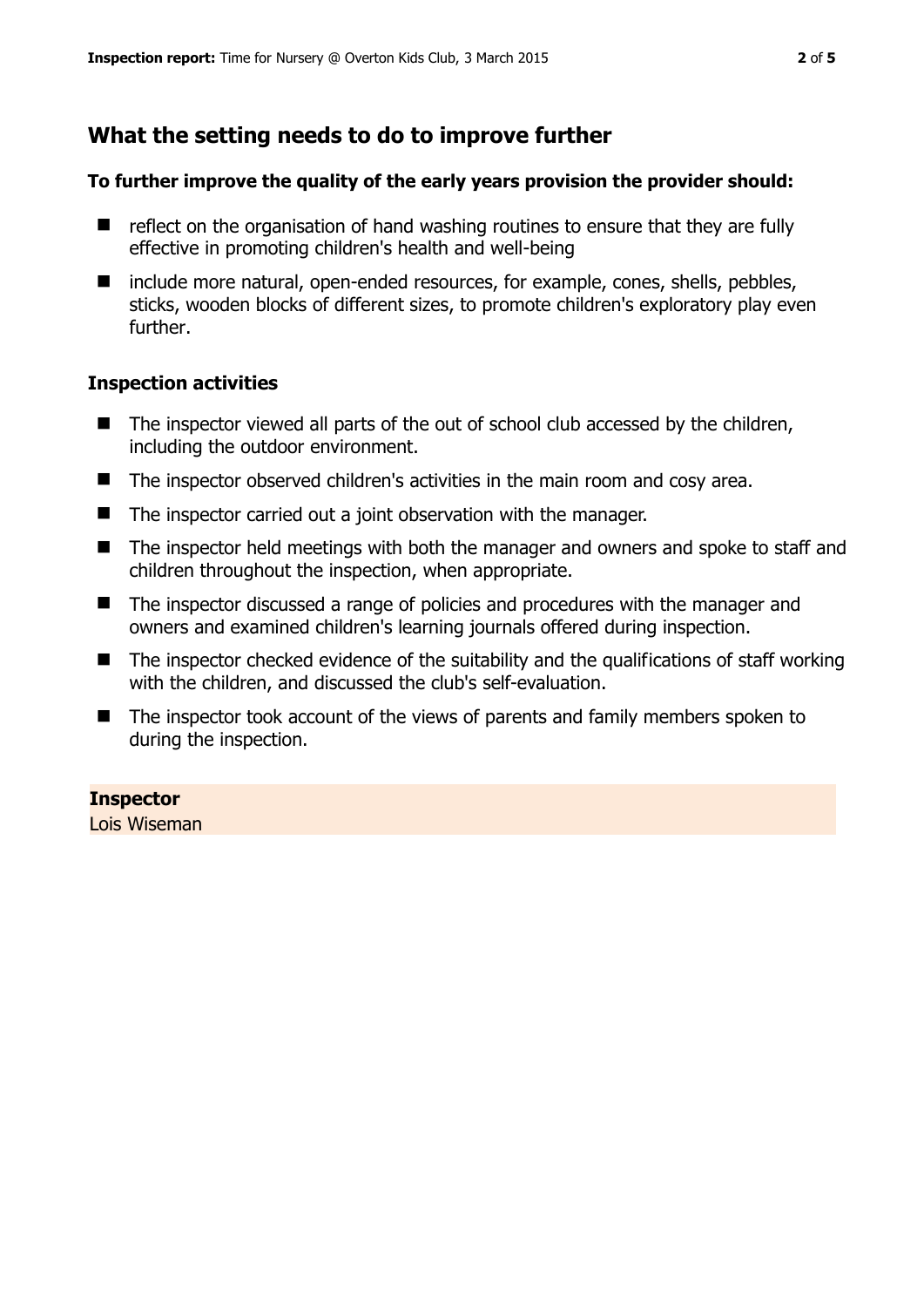## What the setting needs to do to improve further

**To further improve the quality of the early years provision the provider should:**

- reflect on the organisation of hand washing routines to ensure that they are fully effective in promoting children's health and well-being
- include more natural, open-ended resources, for example, cones, shells, pebbles, sticks, wooden blocks of different sizes, to promote children's exploratory play even further.

### Inspection activities

- The inspector viewed all parts of the out of school club accessed by the children, including the outdoor environment.
- The inspector observed children's activities in the main room and cosy area.
- The inspector carried out a joint observation with the manager.
- The inspector held meetings with both the manager and owners and spoke to staff and children throughout the inspection, when appropriate.
- The inspector discussed a range of policies and procedures with the manager and owners and examined children's learning journals offered during inspection.
- The inspector checked evidence of the suitability and the qualifications of staff working with the children, and discussed the club's self-evaluation.
- The inspector took account of the views of parents and family members spoken to during the inspection.

**Inspector**
Lois Wiseman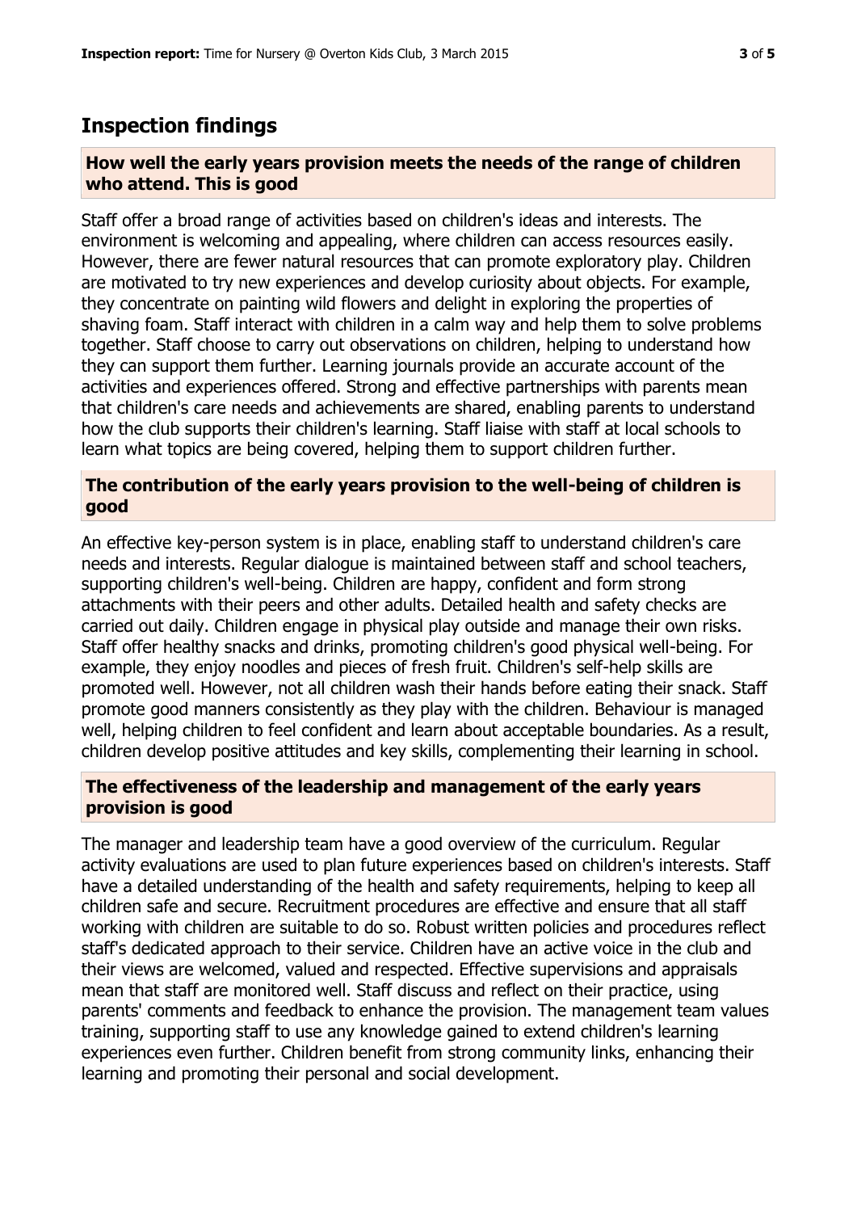## Inspection findings

### How well the early years provision meets the needs of the range of children who attend. This is good

Staff offer a broad range of activities based on children's ideas and interests. The environment is welcoming and appealing, where children can access resources easily. However, there are fewer natural resources that can promote exploratory play. Children are motivated to try new experiences and develop curiosity about objects. For example, they concentrate on painting wild flowers and delight in exploring the properties of shaving foam. Staff interact with children in a calm way and help them to solve problems together. Staff choose to carry out observations on children, helping to understand how they can support them further. Learning journals provide an accurate account of the activities and experiences offered. Strong and effective partnerships with parents mean that children's care needs and achievements are shared, enabling parents to understand how the club supports their children's learning. Staff liaise with staff at local schools to learn what topics are being covered, helping them to support children further.

### The contribution of the early years provision to the well-being of children is good

An effective key-person system is in place, enabling staff to understand children's care needs and interests. Regular dialogue is maintained between staff and school teachers, supporting children's well-being. Children are happy, confident and form strong attachments with their peers and other adults. Detailed health and safety checks are carried out daily. Children engage in physical play outside and manage their own risks. Staff offer healthy snacks and drinks, promoting children's good physical well-being. For example, they enjoy noodles and pieces of fresh fruit. Children's self-help skills are promoted well. However, not all children wash their hands before eating their snack. Staff promote good manners consistently as they play with the children. Behaviour is managed well, helping children to feel confident and learn about acceptable boundaries. As a result, children develop positive attitudes and key skills, complementing their learning in school.

### The effectiveness of the leadership and management of the early years provision is good

The manager and leadership team have a good overview of the curriculum. Regular activity evaluations are used to plan future experiences based on children's interests. Staff have a detailed understanding of the health and safety requirements, helping to keep all children safe and secure. Recruitment procedures are effective and ensure that all staff working with children are suitable to do so. Robust written policies and procedures reflect staff's dedicated approach to their service. Children have an active voice in the club and their views are welcomed, valued and respected. Effective supervisions and appraisals mean that staff are monitored well. Staff discuss and reflect on their practice, using parents' comments and feedback to enhance the provision. The management team values training, supporting staff to use any knowledge gained to extend children's learning experiences even further. Children benefit from strong community links, enhancing their learning and promoting their personal and social development.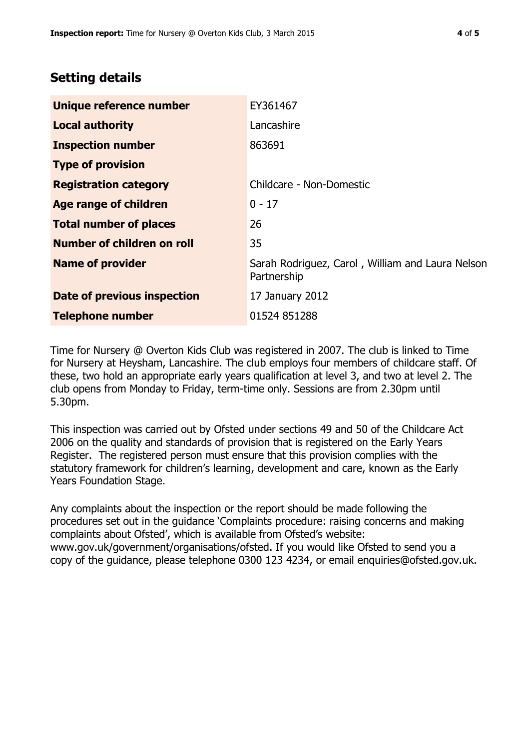## Setting details

| | |
|---|---|
| **Unique reference number** | EY361467 |
| **Local authority** | Lancashire |
| **Inspection number** | 863691 |
| **Type of provision** | |
| **Registration category** | Childcare - Non-Domestic |
| **Age range of children** | 0 - 17 |
| **Total number of places** | 26 |
| **Number of children on roll** | 35 |
| **Name of provider** | Sarah Rodriguez, Carol , William and Laura Nelson Partnership |
| **Date of previous inspection** | 17 January 2012 |
| **Telephone number** | 01524 851288 |

Time for Nursery @ Overton Kids Club was registered in 2007. The club is linked to Time for Nursery at Heysham, Lancashire. The club employs four members of childcare staff. Of these, two hold an appropriate early years qualification at level 3, and two at level 2. The club opens from Monday to Friday, term-time only. Sessions are from 2.30pm until 5.30pm.

This inspection was carried out by Ofsted under sections 49 and 50 of the Childcare Act 2006 on the quality and standards of provision that is registered on the Early Years Register. The registered person must ensure that this provision complies with the statutory framework for children's learning, development and care, known as the Early Years Foundation Stage.

Any complaints about the inspection or the report should be made following the procedures set out in the guidance 'Complaints procedure: raising concerns and making complaints about Ofsted', which is available from Ofsted's website: www.gov.uk/government/organisations/ofsted. If you would like Ofsted to send you a copy of the guidance, please telephone 0300 123 4234, or email enquiries@ofsted.gov.uk.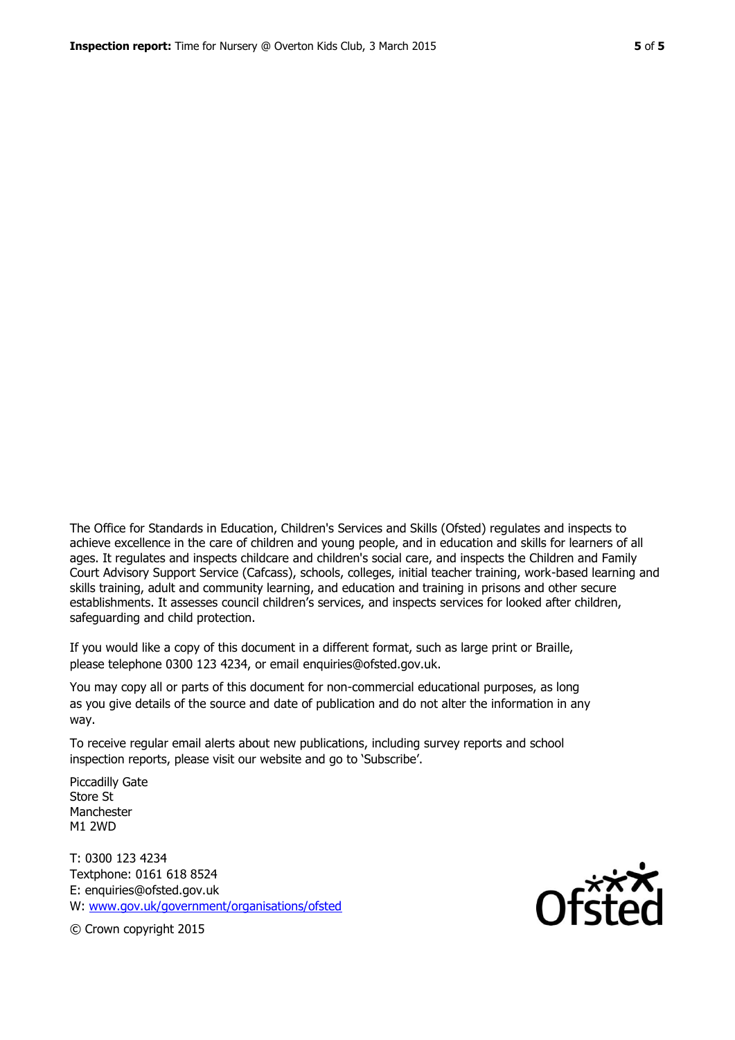The Office for Standards in Education, Children's Services and Skills (Ofsted) regulates and inspects to achieve excellence in the care of children and young people, and in education and skills for learners of all ages. It regulates and inspects childcare and children's social care, and inspects the Children and Family Court Advisory Support Service (Cafcass), schools, colleges, initial teacher training, work-based learning and skills training, adult and community learning, and education and training in prisons and other secure establishments. It assesses council children's services, and inspects services for looked after children, safeguarding and child protection.

If you would like a copy of this document in a different format, such as large print or Braille, please telephone 0300 123 4234, or email enquiries@ofsted.gov.uk.

You may copy all or parts of this document for non-commercial educational purposes, as long as you give details of the source and date of publication and do not alter the information in any way.

To receive regular email alerts about new publications, including survey reports and school inspection reports, please visit our website and go to 'Subscribe'.

Piccadilly Gate
Store St
Manchester
M1 2WD

T: 0300 123 4234
Textphone: 0161 618 8524
E: enquiries@ofsted.gov.uk
W: www.gov.uk/government/organisations/ofsted

© Crown copyright 2015